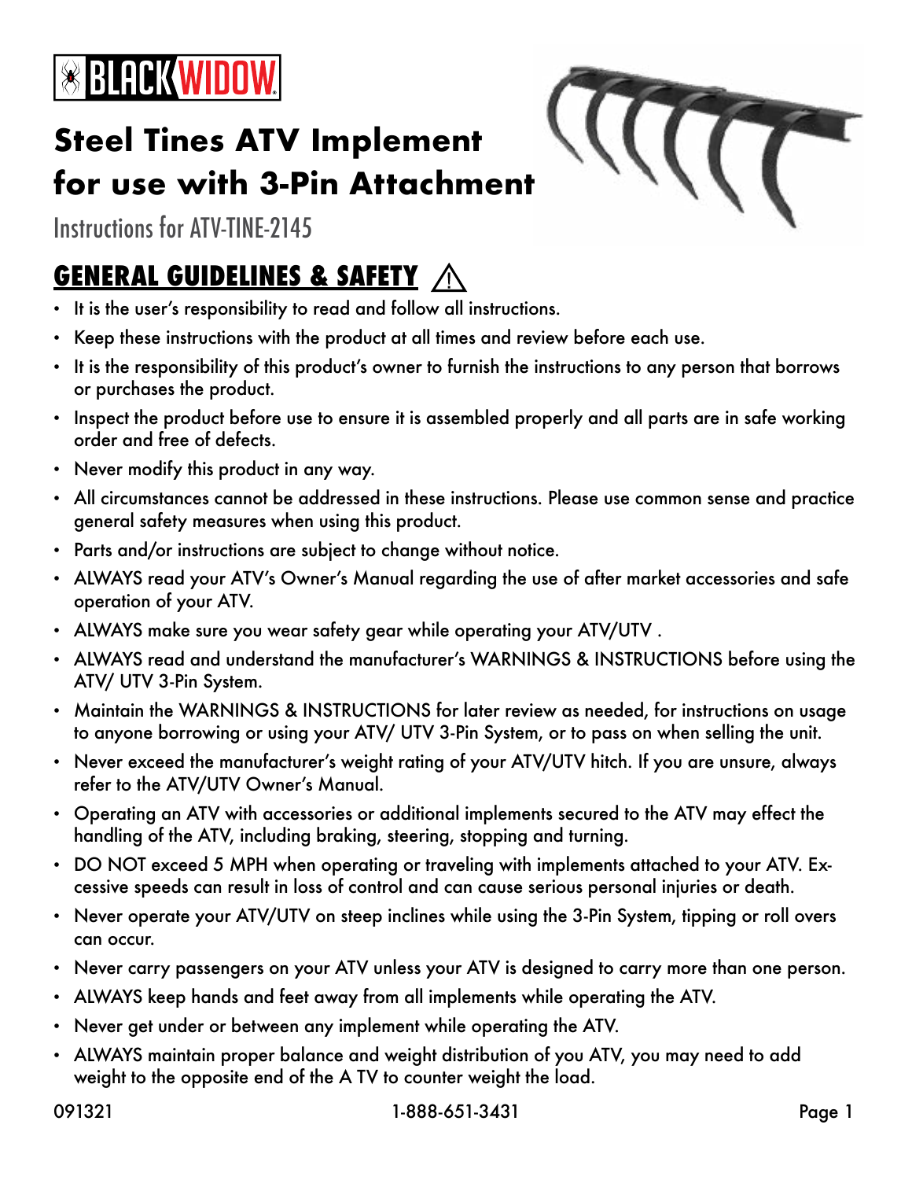BLACK WIDOW

# Steel Tines ATV Implement for use with 3-Pin Attachment

Instructions for ATV-TINE-2145

## GENERAL GUIDELINES & SAFETY ⚠

- It is the user's responsibility to read and follow all instructions.
- Keep these instructions with the product at all times and review before each use.
- It is the responsibility of this product's owner to furnish the instructions to any person that borrows or purchases the product.
- Inspect the product before use to ensure it is assembled properly and all parts are in safe working order and free of defects.
- Never modify this product in any way.
- All circumstances cannot be addressed in these instructions. Please use common sense and practice general safety measures when using this product.
- Parts and/or instructions are subject to change without notice.
- ALWAYS read your ATV's Owner's Manual regarding the use of after market accessories and safe operation of your ATV.
- ALWAYS make sure you wear safety gear while operating your ATV/UTV .
- ALWAYS read and understand the manufacturer's WARNINGS & INSTRUCTIONS before using the ATV/ UTV 3-Pin System.
- Maintain the WARNINGS & INSTRUCTIONS for later review as needed, for instructions on usage to anyone borrowing or using your ATV/ UTV 3-Pin System, or to pass on when selling the unit.
- Never exceed the manufacturer's weight rating of your ATV/UTV hitch. If you are unsure, always refer to the ATV/UTV Owner's Manual.
- Operating an ATV with accessories or additional implements secured to the ATV may effect the handling of the ATV, including braking, steering, stopping and turning.
- DO NOT exceed 5 MPH when operating or traveling with implements attached to your ATV. Excessive speeds can result in loss of control and can cause serious personal injuries or death.
- Never operate your ATV/UTV on steep inclines while using the 3-Pin System, tipping or roll overs can occur.
- Never carry passengers on your ATV unless your ATV is designed to carry more than one person.
- ALWAYS keep hands and feet away from all implements while operating the ATV.
- Never get under or between any implement while operating the ATV.
- ALWAYS maintain proper balance and weight distribution of you ATV, you may need to add weight to the opposite end of the A TV to counter weight the load.

091321 1-888-651-3431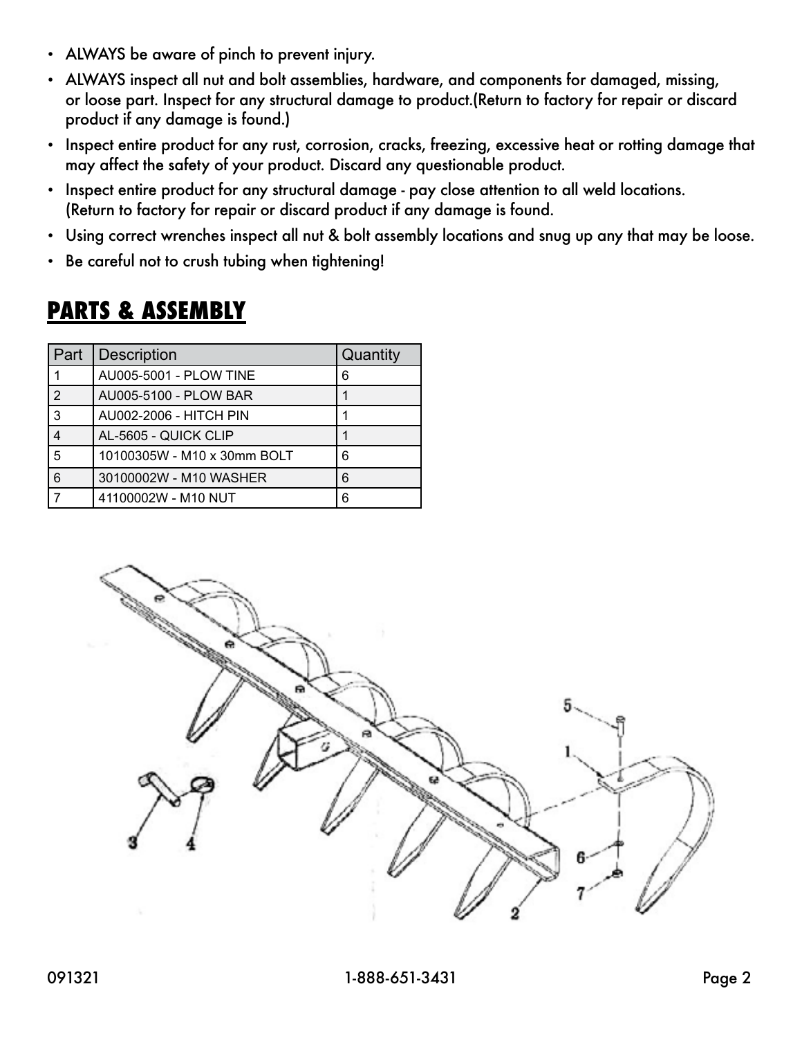- ALWAYS be aware of pinch to prevent injury.
- ALWAYS inspect all nut and bolt assemblies, hardware, and components for damaged, missing, or loose part. Inspect for any structural damage to product.(Return to factory for repair or discard product if any damage is found.)
- Inspect entire product for any rust, corrosion, cracks, freezing, excessive heat or rotting damage that may affect the safety of your product. Discard any questionable product.
- Inspect entire product for any structural damage - pay close attention to all weld locations. (Return to factory for repair or discard product if any damage is found.
- Using correct wrenches inspect all nut & bolt assembly locations and snug up any that may be loose.
- Be careful not to crush tubing when tightening!

## PARTS & ASSEMBLY

| Part | Description | Quantity |
|---|---|---|
| 1 | AU005-5001 - PLOW TINE | 6 |
| 2 | AU005-5100 - PLOW BAR | 1 |
| 3 | AU002-2006 - HITCH PIN | 1 |
| 4 | AL-5605 - QUICK CLIP | 1 |
| 5 | 10100305W - M10 x 30mm BOLT | 6 |
| 6 | 30100002W - M10 WASHER | 6 |
| 7 | 41100002W - M10 NUT | 6 |

5
1
3
4
6
7
2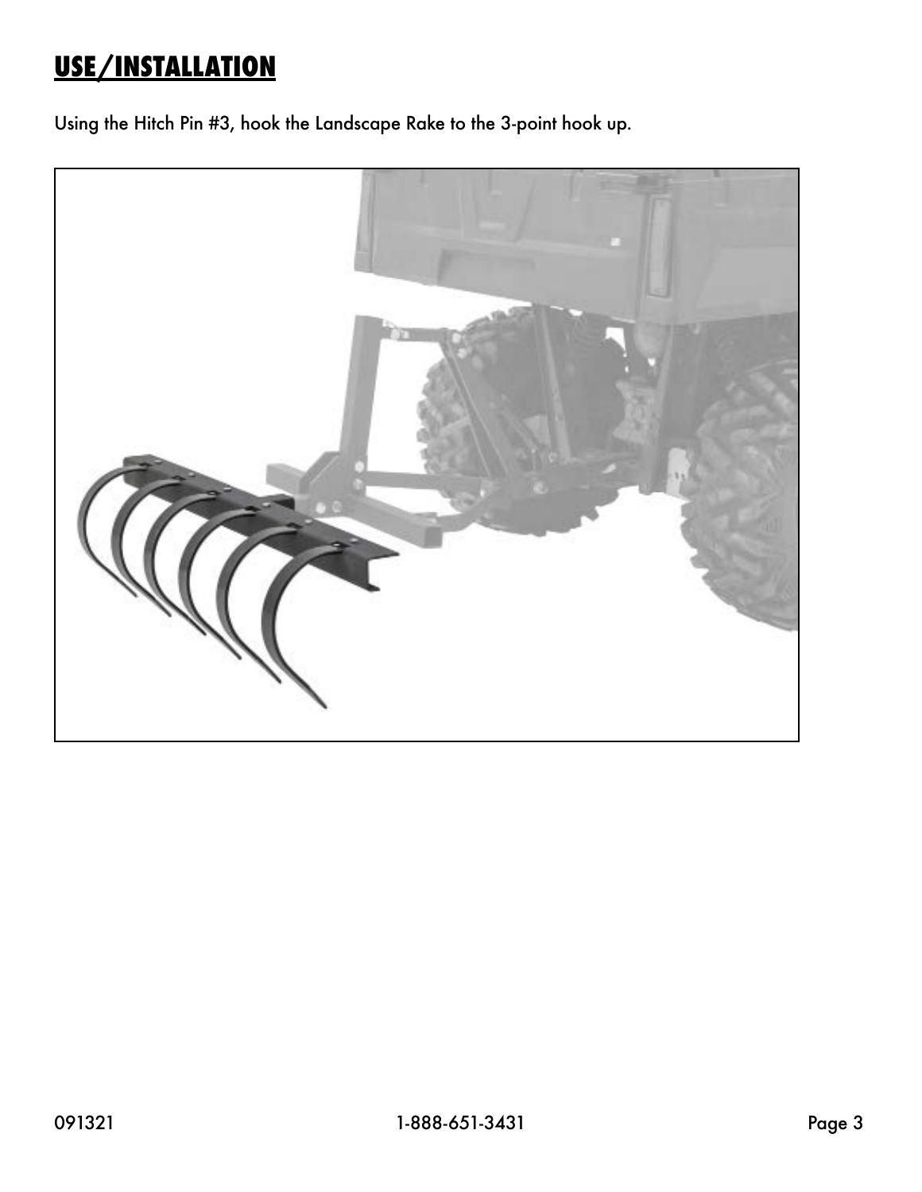# USE/INSTALLATION

Using the Hitch Pin #3, hook the Landscape Rake to the 3-point hook up.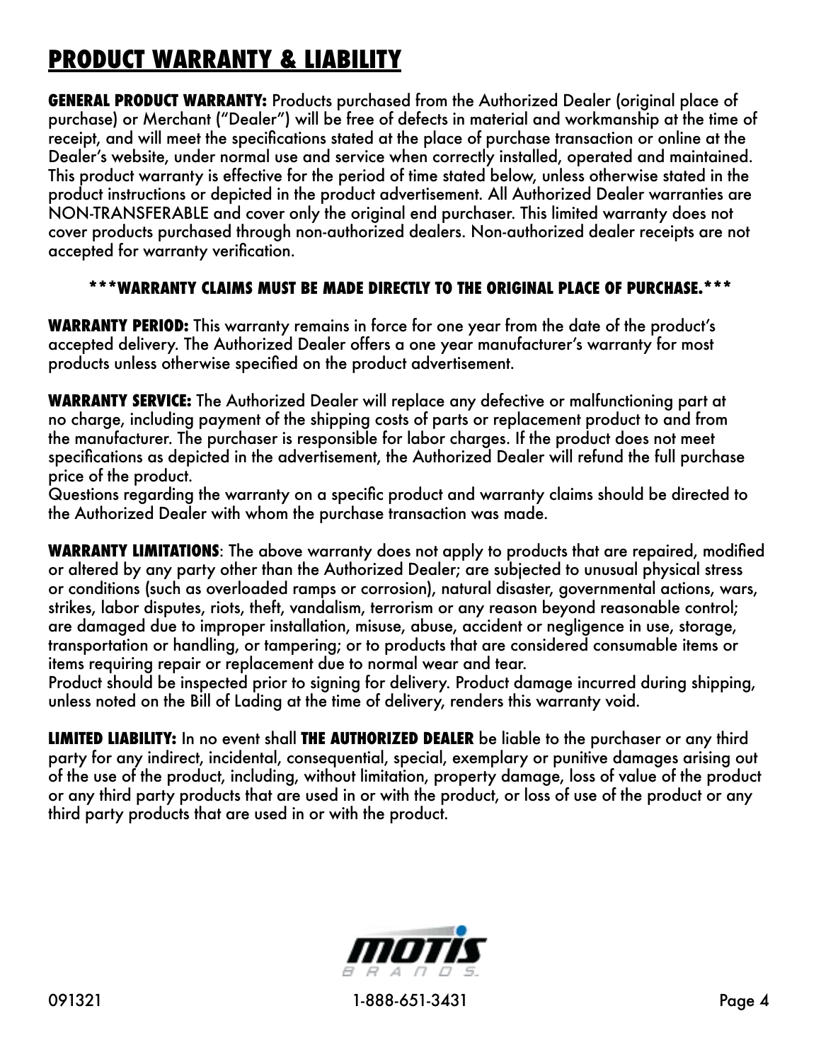# PRODUCT WARRANTY & LIABILITY

**GENERAL PRODUCT WARRANTY:** Products purchased from the Authorized Dealer (original place of purchase) or Merchant ("Dealer") will be free of defects in material and workmanship at the time of receipt, and will meet the specifications stated at the place of purchase transaction or online at the Dealer's website, under normal use and service when correctly installed, operated and maintained. This product warranty is effective for the period of time stated below, unless otherwise stated in the product instructions or depicted in the product advertisement. All Authorized Dealer warranties are NON-TRANSFERABLE and cover only the original end purchaser. This limited warranty does not cover products purchased through non-authorized dealers. Non-authorized dealer receipts are not accepted for warranty verification.

**\*\*\*WARRANTY CLAIMS MUST BE MADE DIRECTLY TO THE ORIGINAL PLACE OF PURCHASE.\*\*\***

**WARRANTY PERIOD:** This warranty remains in force for one year from the date of the product's accepted delivery. The Authorized Dealer offers a one year manufacturer's warranty for most products unless otherwise specified on the product advertisement.

**WARRANTY SERVICE:** The Authorized Dealer will replace any defective or malfunctioning part at no charge, including payment of the shipping costs of parts or replacement product to and from the manufacturer. The purchaser is responsible for labor charges. If the product does not meet specifications as depicted in the advertisement, the Authorized Dealer will refund the full purchase price of the product.
Questions regarding the warranty on a specific product and warranty claims should be directed to the Authorized Dealer with whom the purchase transaction was made.

**WARRANTY LIMITATIONS**: The above warranty does not apply to products that are repaired, modified or altered by any party other than the Authorized Dealer; are subjected to unusual physical stress or conditions (such as overloaded ramps or corrosion), natural disaster, governmental actions, wars, strikes, labor disputes, riots, theft, vandalism, terrorism or any reason beyond reasonable control; are damaged due to improper installation, misuse, abuse, accident or negligence in use, storage, transportation or handling, or tampering; or to products that are considered consumable items or items requiring repair or replacement due to normal wear and tear.
Product should be inspected prior to signing for delivery. Product damage incurred during shipping, unless noted on the Bill of Lading at the time of delivery, renders this warranty void.

**LIMITED LIABILITY:** In no event shall **THE AUTHORIZED DEALER** be liable to the purchaser or any third party for any indirect, incidental, consequential, special, exemplary or punitive damages arising out of the use of the product, including, without limitation, property damage, loss of value of the product or any third party products that are used in or with the product, or loss of use of the product or any third party products that are used in or with the product.

MOTIS BRANDS

091321 1-888-651-3431